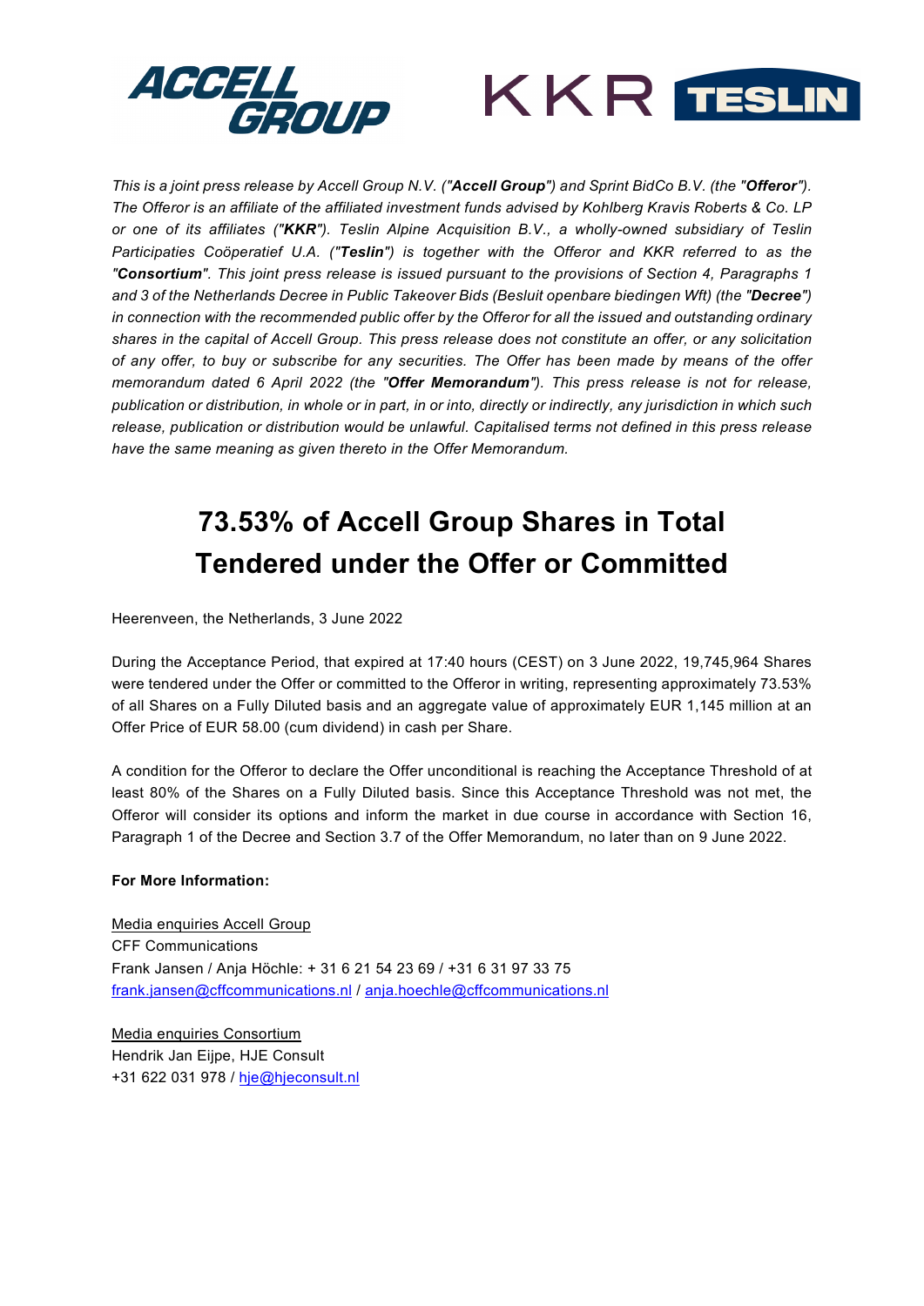*This is a joint press release by Accell Group N.V. ("**Accell Group**") and Sprint BidCo B.V. (the "**Offeror**"). The Offeror is an affiliate of the affiliated investment funds advised by Kohlberg Kravis Roberts & Co. LP or one of its affiliates ("**KKR**"). Teslin Alpine Acquisition B.V., a wholly-owned subsidiary of Teslin Participaties Coöperatief U.A. ("**Teslin**") is together with the Offeror and KKR referred to as the "**Consortium**". This joint press release is issued pursuant to the provisions of Section 4, Paragraphs 1 and 3 of the Netherlands Decree in Public Takeover Bids (Besluit openbare biedingen Wft) (the "**Decree**") in connection with the recommended public offer by the Offeror for all the issued and outstanding ordinary shares in the capital of Accell Group. This press release does not constitute an offer, or any solicitation of any offer, to buy or subscribe for any securities. The Offer has been made by means of the offer memorandum dated 6 April 2022 (the "**Offer Memorandum**"). This press release is not for release, publication or distribution, in whole or in part, in or into, directly or indirectly, any jurisdiction in which such release, publication or distribution would be unlawful. Capitalised terms not defined in this press release have the same meaning as given thereto in the Offer Memorandum.*

# 73.53% of Accell Group Shares in Total Tendered under the Offer or Committed

Heerenveen, the Netherlands, 3 June 2022

During the Acceptance Period, that expired at 17:40 hours (CEST) on 3 June 2022, 19,745,964 Shares were tendered under the Offer or committed to the Offeror in writing, representing approximately 73.53% of all Shares on a Fully Diluted basis and an aggregate value of approximately EUR 1,145 million at an Offer Price of EUR 58.00 (cum dividend) in cash per Share.

A condition for the Offeror to declare the Offer unconditional is reaching the Acceptance Threshold of at least 80% of the Shares on a Fully Diluted basis. Since this Acceptance Threshold was not met, the Offeror will consider its options and inform the market in due course in accordance with Section 16, Paragraph 1 of the Decree and Section 3.7 of the Offer Memorandum, no later than on 9 June 2022.

**For More Information:**

Media enquiries Accell Group
CFF Communications
Frank Jansen / Anja Höchle: + 31 6 21 54 23 69 / +31 6 31 97 33 75
frank.jansen@cffcommunications.nl / anja.hoechle@cffcommunications.nl

Media enquiries Consortium
Hendrik Jan Eijpe, HJE Consult
+31 622 031 978 / hje@hjeconsult.nl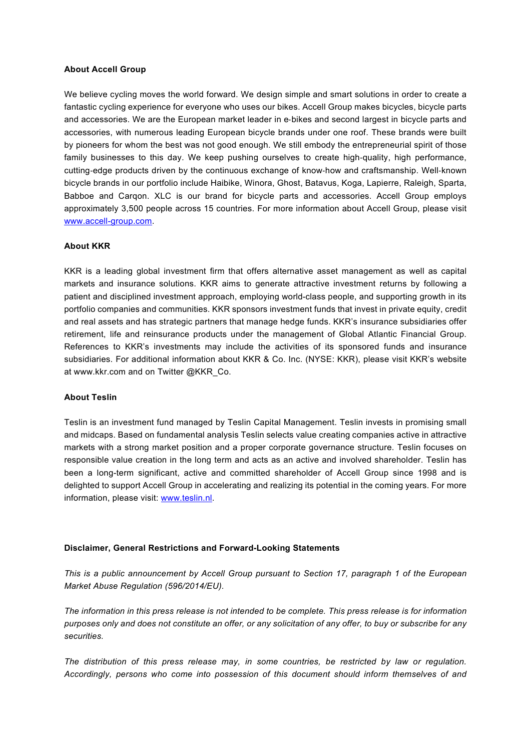**About Accell Group**

We believe cycling moves the world forward. We design simple and smart solutions in order to create a fantastic cycling experience for everyone who uses our bikes. Accell Group makes bicycles, bicycle parts and accessories. We are the European market leader in e-bikes and second largest in bicycle parts and accessories, with numerous leading European bicycle brands under one roof. These brands were built by pioneers for whom the best was not good enough. We still embody the entrepreneurial spirit of those family businesses to this day. We keep pushing ourselves to create high-quality, high performance, cutting-edge products driven by the continuous exchange of know-how and craftsmanship. Well-known bicycle brands in our portfolio include Haibike, Winora, Ghost, Batavus, Koga, Lapierre, Raleigh, Sparta, Babboe and Carqon. XLC is our brand for bicycle parts and accessories. Accell Group employs approximately 3,500 people across 15 countries. For more information about Accell Group, please visit [www.accell-group.com](www.accell-group.com).

**About KKR**

KKR is a leading global investment firm that offers alternative asset management as well as capital markets and insurance solutions. KKR aims to generate attractive investment returns by following a patient and disciplined investment approach, employing world-class people, and supporting growth in its portfolio companies and communities. KKR sponsors investment funds that invest in private equity, credit and real assets and has strategic partners that manage hedge funds. KKR's insurance subsidiaries offer retirement, life and reinsurance products under the management of Global Atlantic Financial Group. References to KKR's investments may include the activities of its sponsored funds and insurance subsidiaries. For additional information about KKR & Co. Inc. (NYSE: KKR), please visit KKR's website at www.kkr.com and on Twitter @KKR_Co.

**About Teslin**

Teslin is an investment fund managed by Teslin Capital Management. Teslin invests in promising small and midcaps. Based on fundamental analysis Teslin selects value creating companies active in attractive markets with a strong market position and a proper corporate governance structure. Teslin focuses on responsible value creation in the long term and acts as an active and involved shareholder. Teslin has been a long-term significant, active and committed shareholder of Accell Group since 1998 and is delighted to support Accell Group in accelerating and realizing its potential in the coming years. For more information, please visit: [www.teslin.nl](www.teslin.nl).

**Disclaimer, General Restrictions and Forward-Looking Statements**

*This is a public announcement by Accell Group pursuant to Section 17, paragraph 1 of the European Market Abuse Regulation (596/2014/EU).*

*The information in this press release is not intended to be complete. This press release is for information purposes only and does not constitute an offer, or any solicitation of any offer, to buy or subscribe for any securities.*

*The distribution of this press release may, in some countries, be restricted by law or regulation. Accordingly, persons who come into possession of this document should inform themselves of and*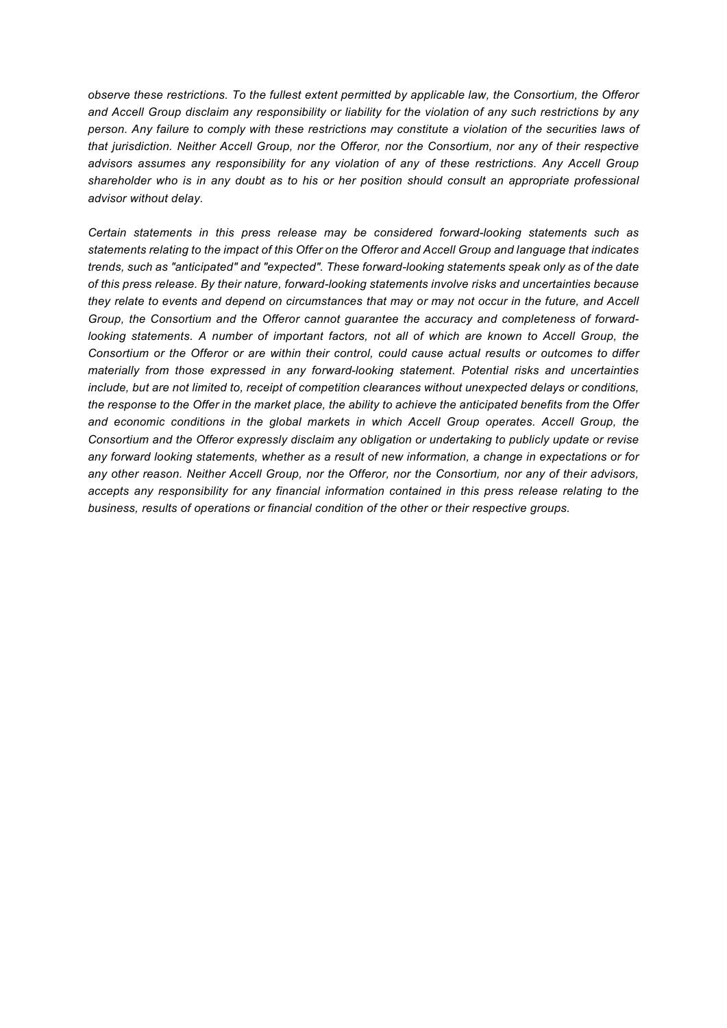*observe these restrictions. To the fullest extent permitted by applicable law, the Consortium, the Offeror and Accell Group disclaim any responsibility or liability for the violation of any such restrictions by any person. Any failure to comply with these restrictions may constitute a violation of the securities laws of that jurisdiction. Neither Accell Group, nor the Offeror, nor the Consortium, nor any of their respective advisors assumes any responsibility for any violation of any of these restrictions. Any Accell Group shareholder who is in any doubt as to his or her position should consult an appropriate professional advisor without delay.*

*Certain statements in this press release may be considered forward-looking statements such as statements relating to the impact of this Offer on the Offeror and Accell Group and language that indicates trends, such as "anticipated" and "expected". These forward-looking statements speak only as of the date of this press release. By their nature, forward-looking statements involve risks and uncertainties because they relate to events and depend on circumstances that may or may not occur in the future, and Accell Group, the Consortium and the Offeror cannot guarantee the accuracy and completeness of forward-looking statements. A number of important factors, not all of which are known to Accell Group, the Consortium or the Offeror or are within their control, could cause actual results or outcomes to differ materially from those expressed in any forward-looking statement. Potential risks and uncertainties include, but are not limited to, receipt of competition clearances without unexpected delays or conditions, the response to the Offer in the market place, the ability to achieve the anticipated benefits from the Offer and economic conditions in the global markets in which Accell Group operates. Accell Group, the Consortium and the Offeror expressly disclaim any obligation or undertaking to publicly update or revise any forward looking statements, whether as a result of new information, a change in expectations or for any other reason. Neither Accell Group, nor the Offeror, nor the Consortium, nor any of their advisors, accepts any responsibility for any financial information contained in this press release relating to the business, results of operations or financial condition of the other or their respective groups.*